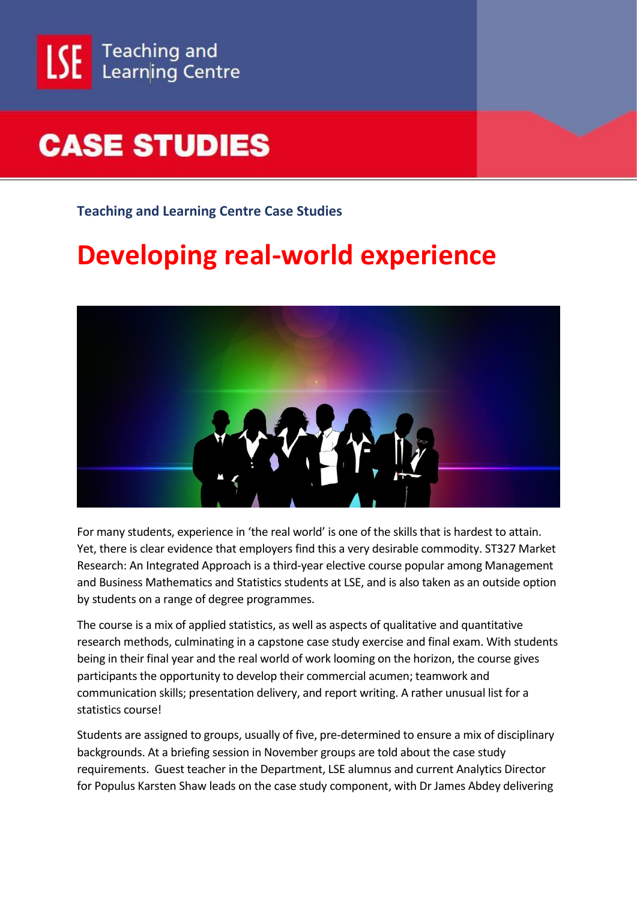LSE Teaching and Learning Centre

# CASE STUDIES

### Teaching and Learning Centre Case Studies

# Developing real-world experience

For many students, experience in 'the real world' is one of the skills that is hardest to attain. Yet, there is clear evidence that employers find this a very desirable commodity. ST327 Market Research: An Integrated Approach is a third-year elective course popular among Management and Business Mathematics and Statistics students at LSE, and is also taken as an outside option by students on a range of degree programmes.

The course is a mix of applied statistics, as well as aspects of qualitative and quantitative research methods, culminating in a capstone case study exercise and final exam. With students being in their final year and the real world of work looming on the horizon, the course gives participants the opportunity to develop their commercial acumen; teamwork and communication skills; presentation delivery, and report writing. A rather unusual list for a statistics course!

Students are assigned to groups, usually of five, pre-determined to ensure a mix of disciplinary backgrounds. At a briefing session in November groups are told about the case study requirements. Guest teacher in the Department, LSE alumnus and current Analytics Director for Populus Karsten Shaw leads on the case study component, with Dr James Abdey delivering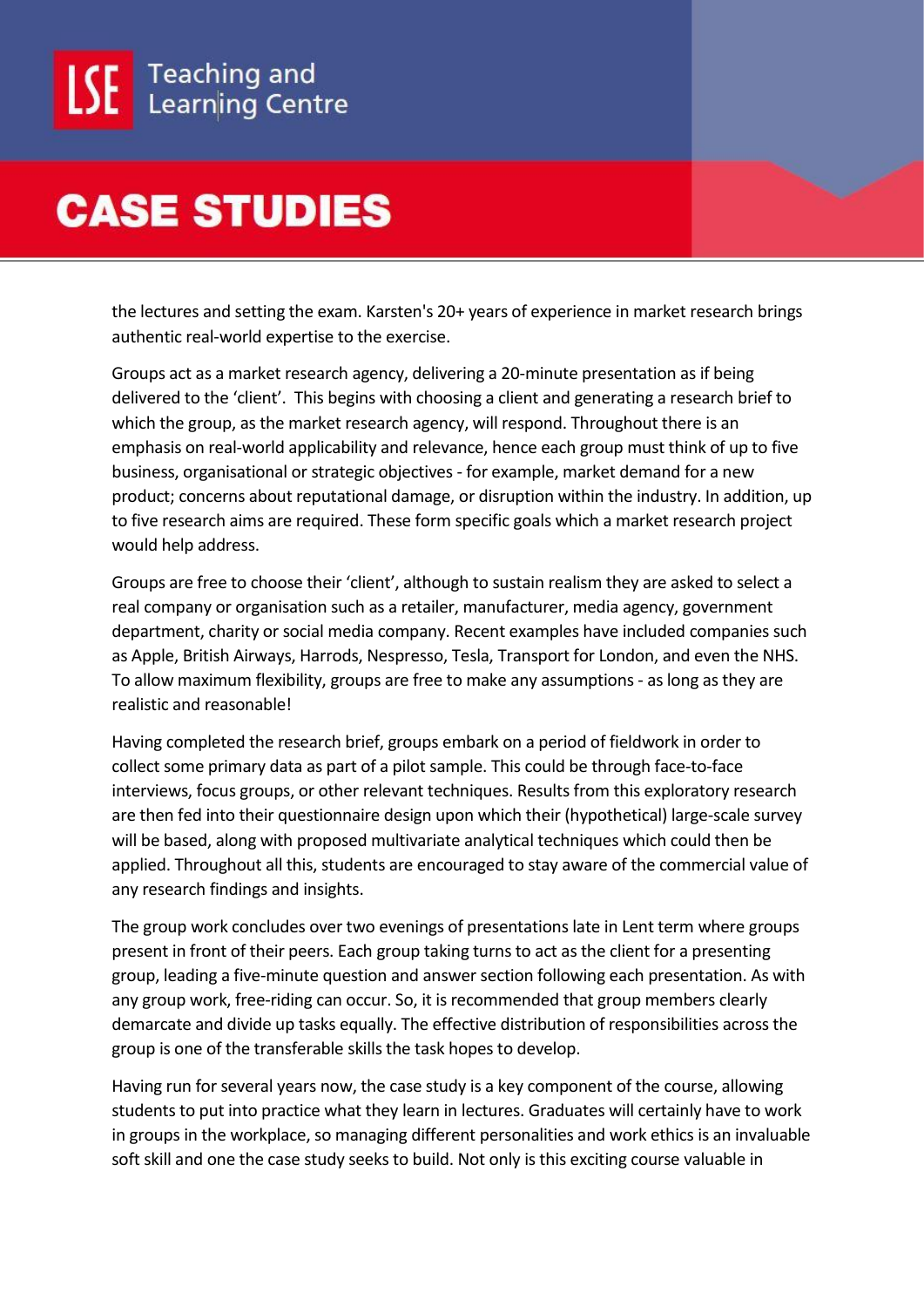the lectures and setting the exam. Karsten's 20+ years of experience in market research brings authentic real-world expertise to the exercise.

Groups act as a market research agency, delivering a 20-minute presentation as if being delivered to the 'client'. This begins with choosing a client and generating a research brief to which the group, as the market research agency, will respond. Throughout there is an emphasis on real-world applicability and relevance, hence each group must think of up to five business, organisational or strategic objectives - for example, market demand for a new product; concerns about reputational damage, or disruption within the industry. In addition, up to five research aims are required. These form specific goals which a market research project would help address.

Groups are free to choose their 'client', although to sustain realism they are asked to select a real company or organisation such as a retailer, manufacturer, media agency, government department, charity or social media company. Recent examples have included companies such as Apple, British Airways, Harrods, Nespresso, Tesla, Transport for London, and even the NHS. To allow maximum flexibility, groups are free to make any assumptions - as long as they are realistic and reasonable!

Having completed the research brief, groups embark on a period of fieldwork in order to collect some primary data as part of a pilot sample. This could be through face-to-face interviews, focus groups, or other relevant techniques. Results from this exploratory research are then fed into their questionnaire design upon which their (hypothetical) large-scale survey will be based, along with proposed multivariate analytical techniques which could then be applied. Throughout all this, students are encouraged to stay aware of the commercial value of any research findings and insights.

The group work concludes over two evenings of presentations late in Lent term where groups present in front of their peers. Each group taking turns to act as the client for a presenting group, leading a five-minute question and answer section following each presentation. As with any group work, free-riding can occur. So, it is recommended that group members clearly demarcate and divide up tasks equally. The effective distribution of responsibilities across the group is one of the transferable skills the task hopes to develop.

Having run for several years now, the case study is a key component of the course, allowing students to put into practice what they learn in lectures. Graduates will certainly have to work in groups in the workplace, so managing different personalities and work ethics is an invaluable soft skill and one the case study seeks to build. Not only is this exciting course valuable in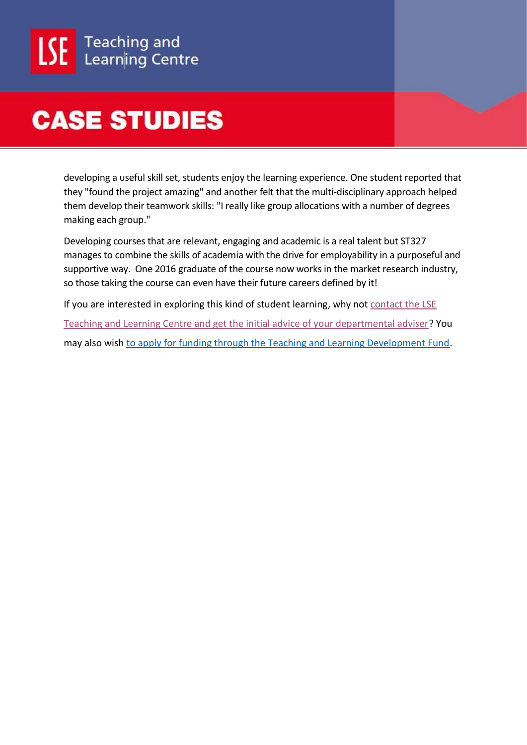developing a useful skill set, students enjoy the learning experience. One student reported that they "found the project amazing" and another felt that the multi-disciplinary approach helped them develop their teamwork skills: "I really like group allocations with a number of degrees making each group."

Developing courses that are relevant, engaging and academic is a real talent but ST327 manages to combine the skills of academia with the drive for employability in a purposeful and supportive way. One 2016 graduate of the course now works in the market research industry, so those taking the course can even have their future careers defined by it!

If you are interested in exploring this kind of student learning, why not contact the LSE Teaching and Learning Centre and get the initial advice of your departmental adviser? You may also wish to apply for funding through the Teaching and Learning Development Fund.